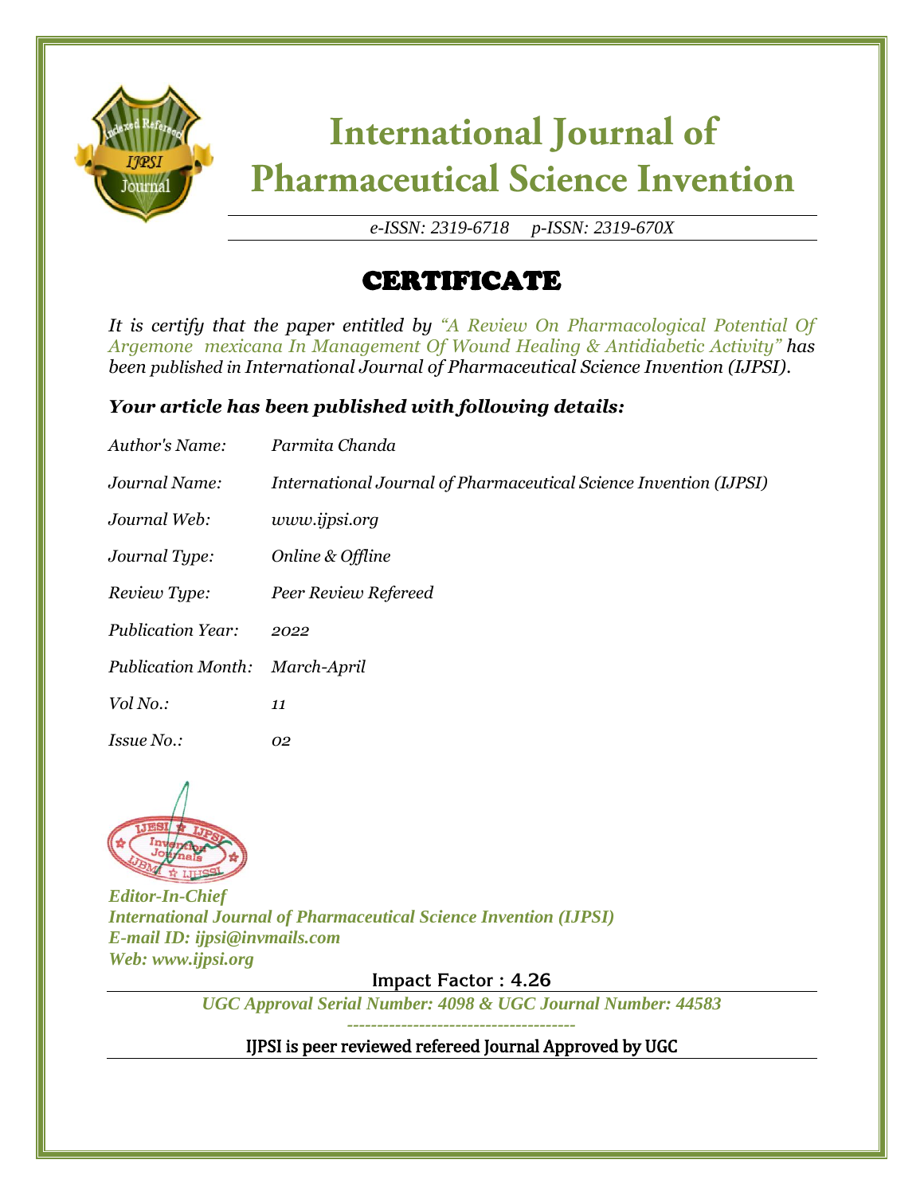# International Journal of Pharmaceutical Science Invention

*e-ISSN: 2319-6718     p-ISSN: 2319-670X*

## CERTIFICATE

*It is certify that the paper entitled by "A Review On Pharmacological Potential Of Argemone mexicana In Management Of Wound Healing & Antidiabetic Activity" has been published in International Journal of Pharmaceutical Science Invention (IJPSI).*

***Your article has been published with following details:***

| | |
|---|---|
| *Author's Name:* | *Parmita Chanda* |
| *Journal Name:* | *International Journal of Pharmaceutical Science Invention (IJPSI)* |
| *Journal Web:* | *www.ijpsi.org* |
| *Journal Type:* | *Online & Offline* |
| *Review Type:* | *Peer Review Refereed* |
| *Publication Year:* | *2022* |
| *Publication Month:* | *March-April* |
| *Vol No.:* | *11* |
| *Issue No.:* | *02* |

***Editor-In-Chief***
***International Journal of Pharmaceutical Science Invention (IJPSI)***
***E-mail ID: ijpsi@invmails.com***
***Web: www.ijpsi.org***

Impact Factor : 4.26

*UGC Approval Serial Number: 4098 & UGC Journal Number: 44583*

IJPSI is peer reviewed refereed Journal Approved by UGC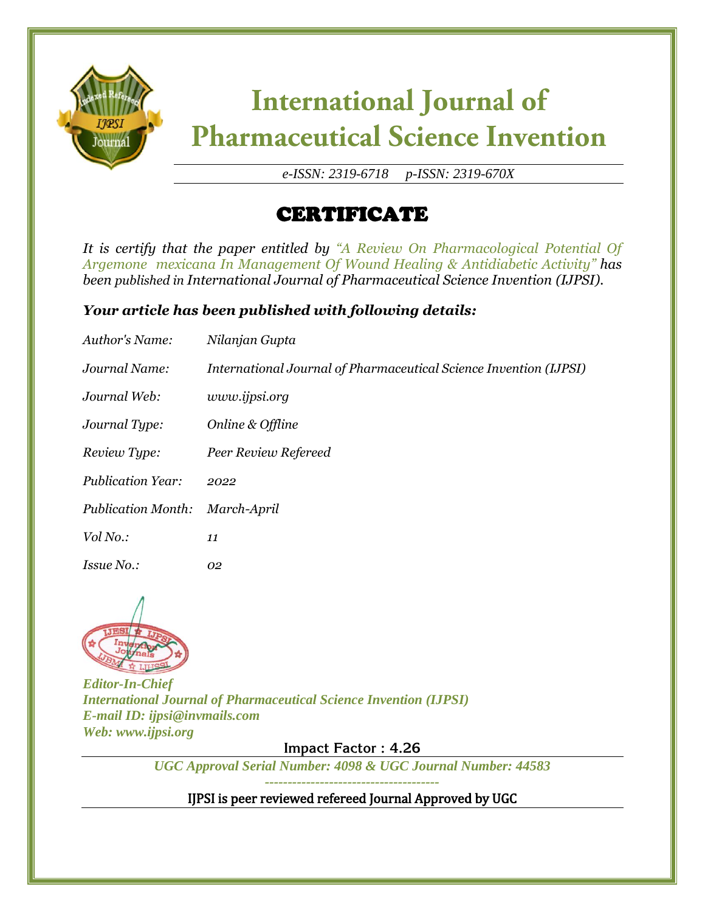# International Journal of Pharmaceutical Science Invention

*e-ISSN: 2319-6718 p-ISSN: 2319-670X*

## CERTIFICATE

*It is certify that the paper entitled by "A Review On Pharmacological Potential Of Argemone mexicana In Management Of Wound Healing & Antidiabetic Activity" has been published in International Journal of Pharmaceutical Science Invention (IJPSI).*

### *Your article has been published with following details:*

| | |
|---|---|
| *Author's Name:* | *Nilanjan Gupta* |
| *Journal Name:* | *International Journal of Pharmaceutical Science Invention (IJPSI)* |
| *Journal Web:* | *www.ijpsi.org* |
| *Journal Type:* | *Online & Offline* |
| *Review Type:* | *Peer Review Refereed* |
| *Publication Year:* | *2022* |
| *Publication Month:* | *March-April* |
| *Vol No.:* | *11* |
| *Issue No.:* | *02* |

***Editor-In-Chief***
***International Journal of Pharmaceutical Science Invention (IJPSI)***
***E-mail ID: ijpsi@invmails.com***
***Web: www.ijpsi.org***

Impact Factor : 4.26

***UGC Approval Serial Number: 4098 & UGC Journal Number: 44583***

IJPSI is peer reviewed refereed Journal Approved by UGC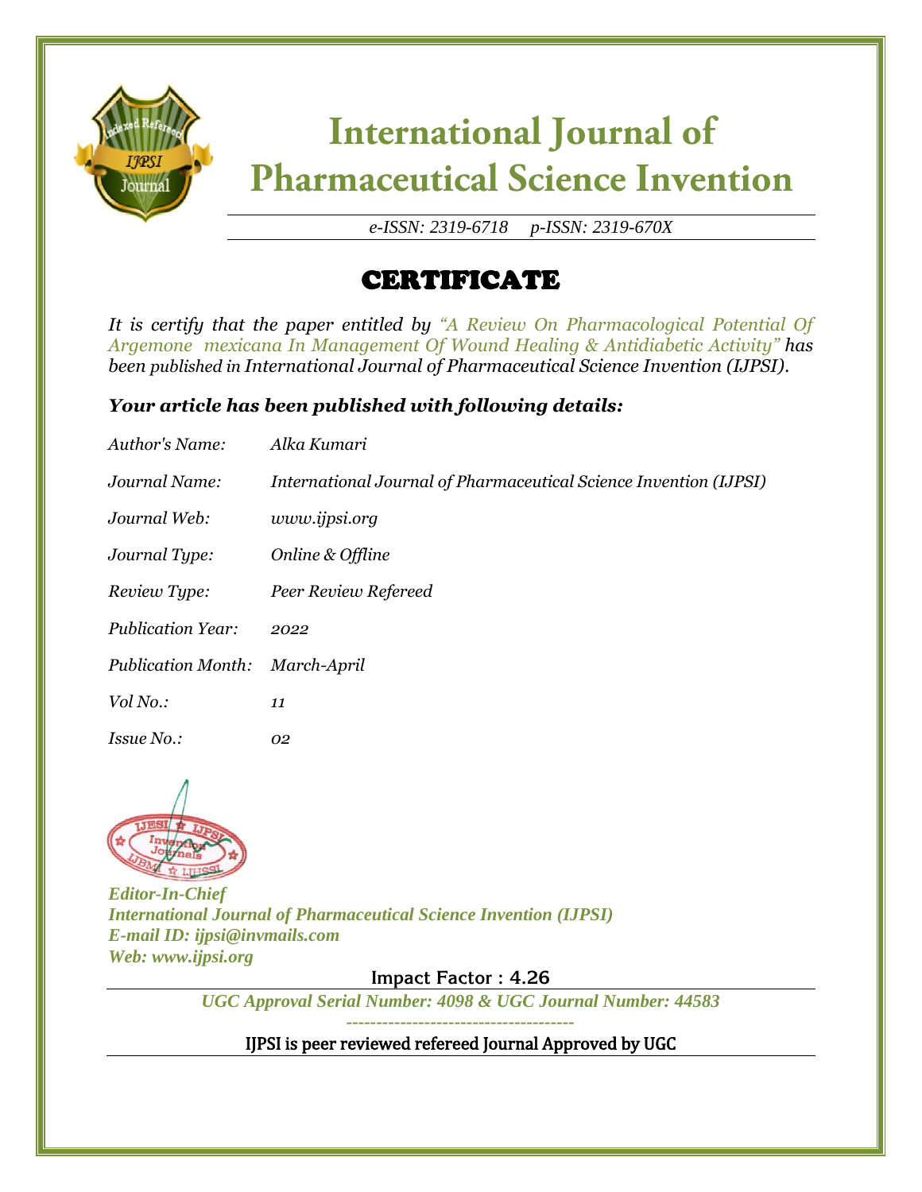# International Journal of Pharmaceutical Science Invention

*e-ISSN: 2319-6718 p-ISSN: 2319-670X*

## CERTIFICATE

*It is certify that the paper entitled by "A Review On Pharmacological Potential Of Argemone mexicana In Management Of Wound Healing & Antidiabetic Activity" has been published in International Journal of Pharmaceutical Science Invention (IJPSI).*

### *Your article has been published with following details:*

| | |
|---|---|
| *Author's Name:* | *Alka Kumari* |
| *Journal Name:* | *International Journal of Pharmaceutical Science Invention (IJPSI)* |
| *Journal Web:* | *www.ijpsi.org* |
| *Journal Type:* | *Online & Offline* |
| *Review Type:* | *Peer Review Refereed* |
| *Publication Year:* | *2022* |
| *Publication Month:* | *March-April* |
| *Vol No.:* | *11* |
| *Issue No.:* | *02* |

***Editor-In-Chief***
***International Journal of Pharmaceutical Science Invention (IJPSI)***
***E-mail ID: ijpsi@invmails.com***
***Web: www.ijpsi.org***

Impact Factor : 4.26

*UGC Approval Serial Number: 4098 & UGC Journal Number: 44583*

IJPSI is peer reviewed refereed Journal Approved by UGC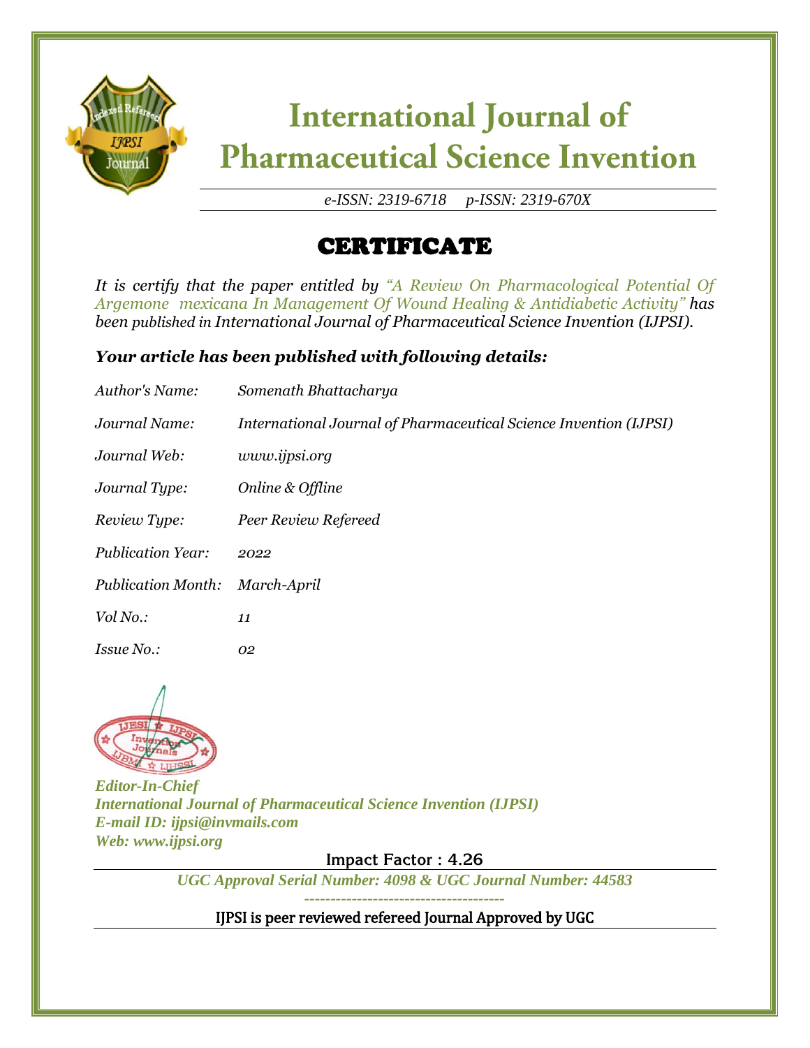# International Journal of Pharmaceutical Science Invention

*e-ISSN: 2319-6718 p-ISSN: 2319-670X*

## CERTIFICATE

*It is certify that the paper entitled by "A Review On Pharmacological Potential Of Argemone mexicana In Management Of Wound Healing & Antidiabetic Activity" has been published in International Journal of Pharmaceutical Science Invention (IJPSI).*

***Your article has been published with following details:***

| | |
|---|---|
| *Author's Name:* | *Somenath Bhattacharya* |
| *Journal Name:* | *International Journal of Pharmaceutical Science Invention (IJPSI)* |
| *Journal Web:* | *www.ijpsi.org* |
| *Journal Type:* | *Online & Offline* |
| *Review Type:* | *Peer Review Refereed* |
| *Publication Year:* | *2022* |
| *Publication Month:* | *March-April* |
| *Vol No.:* | *11* |
| *Issue No.:* | *02* |

***Editor-In-Chief***
***International Journal of Pharmaceutical Science Invention (IJPSI)***
***E-mail ID: ijpsi@invmails.com***
***Web: www.ijpsi.org***

Impact Factor : 4.26

*UGC Approval Serial Number: 4098 & UGC Journal Number: 44583*

IJPSI is peer reviewed refereed Journal Approved by UGC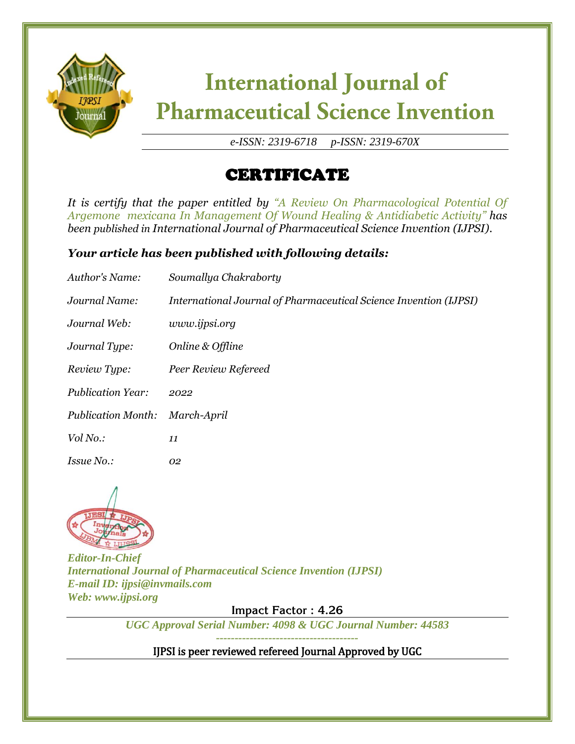# International Journal of Pharmaceutical Science Invention

*e-ISSN: 2319-6718 p-ISSN: 2319-670X*

## CERTIFICATE

*It is certify that the paper entitled by "A Review On Pharmacological Potential Of Argemone mexicana In Management Of Wound Healing & Antidiabetic Activity" has been published in International Journal of Pharmaceutical Science Invention (IJPSI).*

### *Your article has been published with following details:*

| | |
|---|---|
| *Author's Name:* | *Soumallya Chakraborty* |
| *Journal Name:* | *International Journal of Pharmaceutical Science Invention (IJPSI)* |
| *Journal Web:* | *www.ijpsi.org* |
| *Journal Type:* | *Online & Offline* |
| *Review Type:* | *Peer Review Refereed* |
| *Publication Year:* | *2022* |
| *Publication Month:* | *March-April* |
| *Vol No.:* | *11* |
| *Issue No.:* | *02* |

***Editor-In-Chief***
***International Journal of Pharmaceutical Science Invention (IJPSI)***
***E-mail ID: ijpsi@invmails.com***
***Web: www.ijpsi.org***

**Impact Factor : 4.26**

***UGC Approval Serial Number: 4098 & UGC Journal Number: 44583***

**IJPSI is peer reviewed refereed Journal Approved by UGC**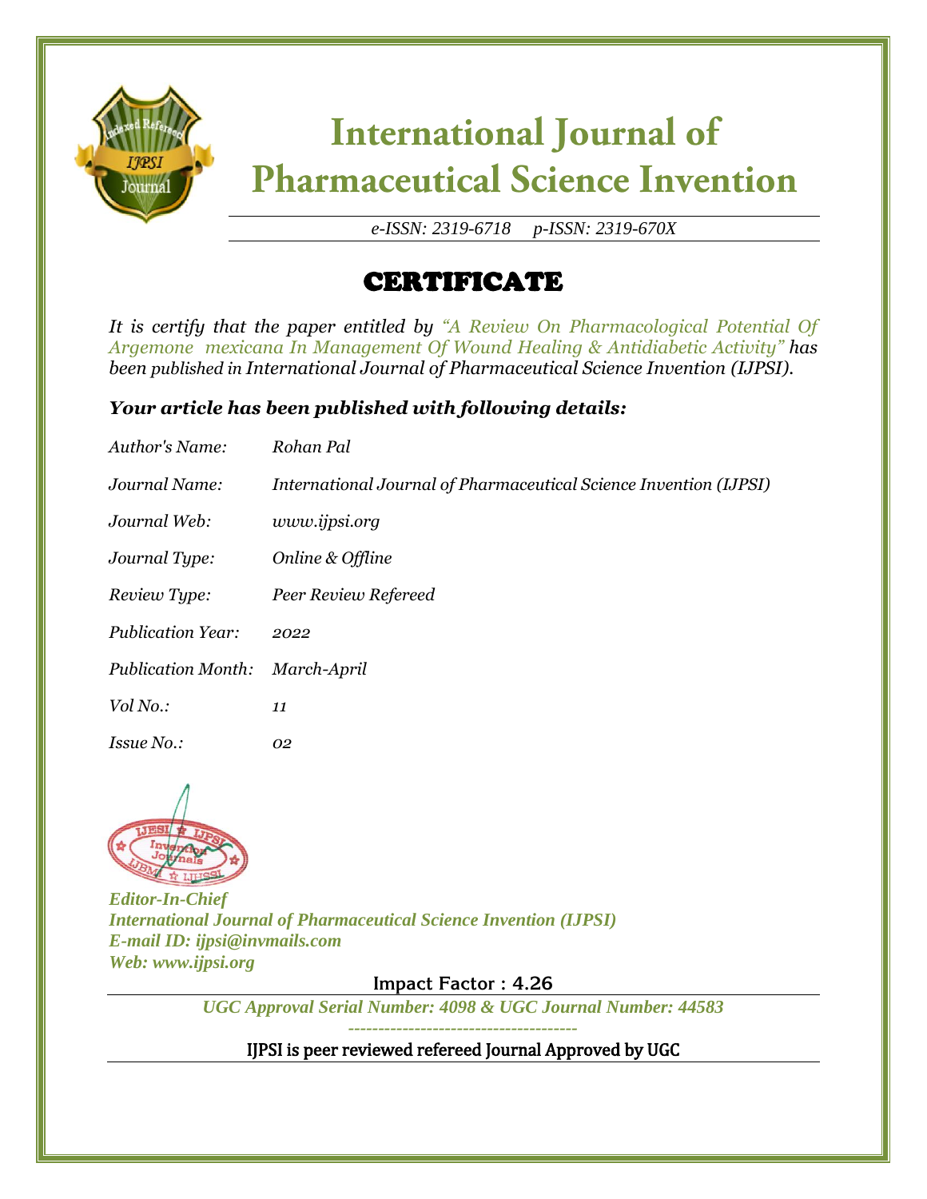# International Journal of Pharmaceutical Science Invention

*e-ISSN: 2319-6718 p-ISSN: 2319-670X*

## CERTIFICATE

*It is certify that the paper entitled by "A Review On Pharmacological Potential Of Argemone mexicana In Management Of Wound Healing & Antidiabetic Activity" has been published in International Journal of Pharmaceutical Science Invention (IJPSI).*

### *Your article has been published with following details:*

| | |
|---|---|
| *Author's Name:* | *Rohan Pal* |
| *Journal Name:* | *International Journal of Pharmaceutical Science Invention (IJPSI)* |
| *Journal Web:* | *www.ijpsi.org* |
| *Journal Type:* | *Online & Offline* |
| *Review Type:* | *Peer Review Refereed* |
| *Publication Year:* | *2022* |
| *Publication Month:* | *March-April* |
| *Vol No.:* | *11* |
| *Issue No.:* | *02* |

***Editor-In-Chief***
***International Journal of Pharmaceutical Science Invention (IJPSI)***
***E-mail ID: ijpsi@invmails.com***
***Web: www.ijpsi.org***

Impact Factor : 4.26

***UGC Approval Serial Number: 4098 & UGC Journal Number: 44583***

IJPSI is peer reviewed refereed Journal Approved by UGC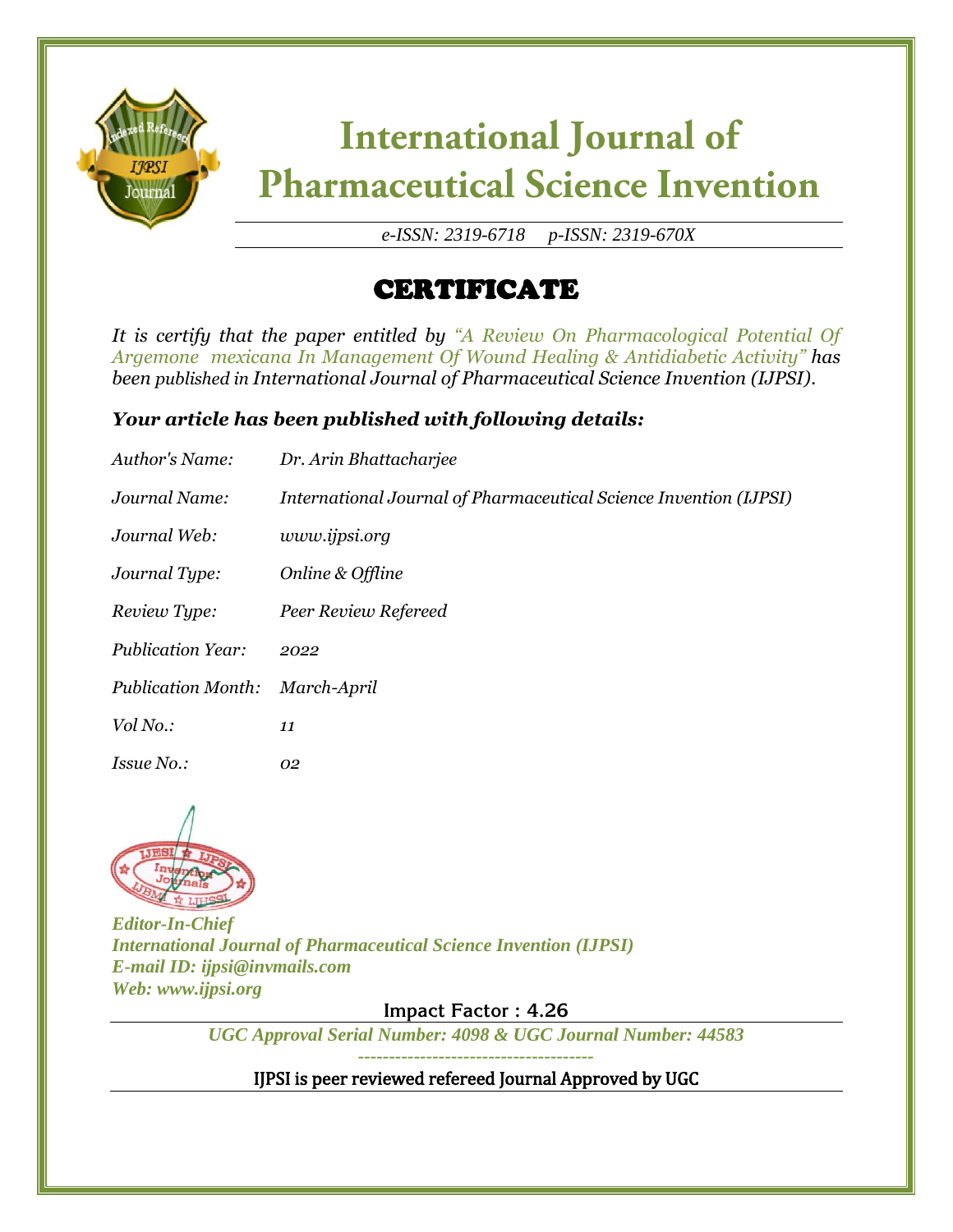# International Journal of Pharmaceutical Science Invention

*e-ISSN: 2319-6718 p-ISSN: 2319-670X*

## CERTIFICATE

*It is certify that the paper entitled by "A Review On Pharmacological Potential Of Argemone mexicana In Management Of Wound Healing & Antidiabetic Activity" has been published in International Journal of Pharmaceutical Science Invention (IJPSI).*

### *Your article has been published with following details:*

| | |
|---|---|
| *Author's Name:* | *Dr. Arin Bhattacharjee* |
| *Journal Name:* | *International Journal of Pharmaceutical Science Invention (IJPSI)* |
| *Journal Web:* | *www.ijpsi.org* |
| *Journal Type:* | *Online & Offline* |
| *Review Type:* | *Peer Review Refereed* |
| *Publication Year:* | *2022* |
| *Publication Month:* | *March-April* |
| *Vol No.:* | *11* |
| *Issue No.:* | *02* |

***Editor-In-Chief***
***International Journal of Pharmaceutical Science Invention (IJPSI)***
***E-mail ID: ijpsi@invmails.com***
***Web: www.ijpsi.org***

Impact Factor : 4.26

***UGC Approval Serial Number: 4098 & UGC Journal Number: 44583***

IJPSI is peer reviewed refereed Journal Approved by UGC